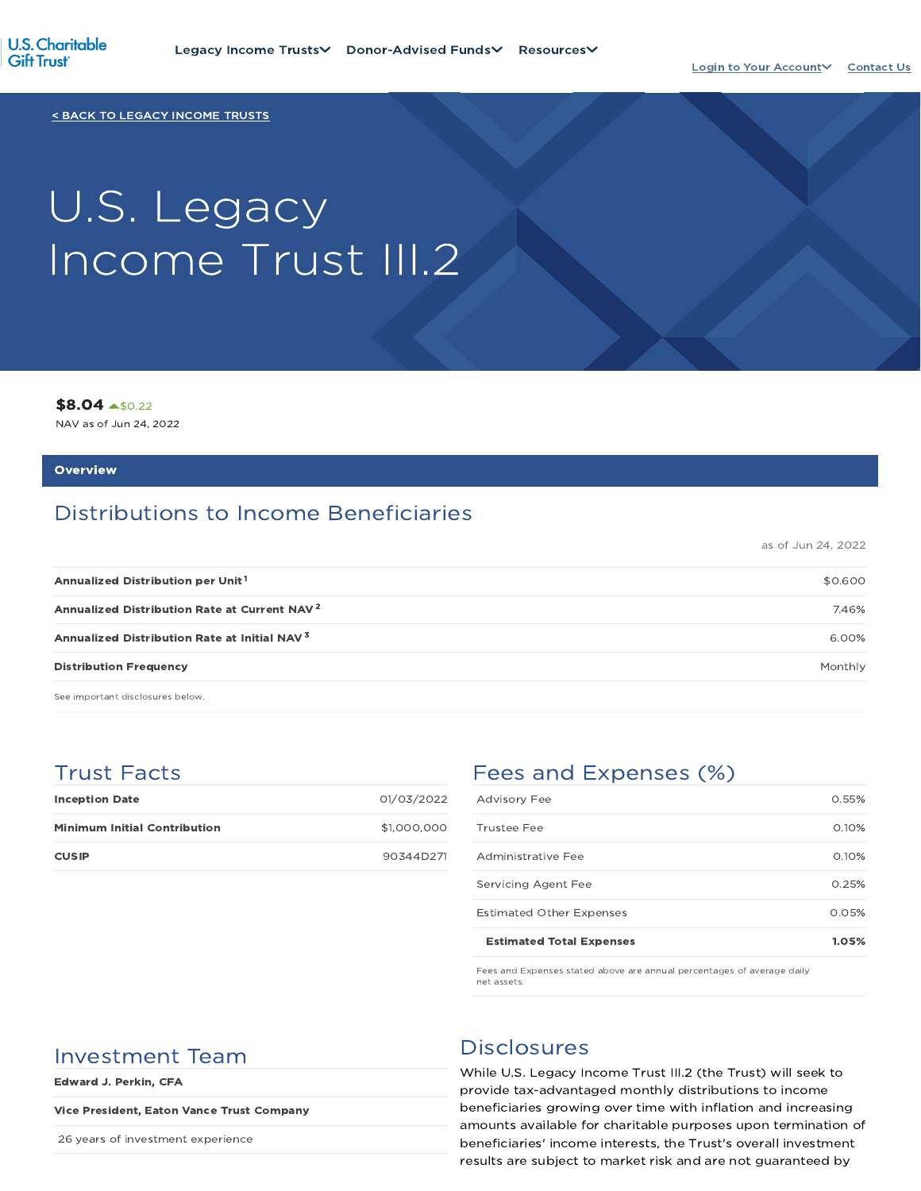U.S. Charitable Gift Trust

Legacy Income Trusts | Donor-Advised Funds | Resources | Login to Your Account | Contact Us

< BACK TO LEGACY INCOME TRUSTS

# U.S. Legacy Income Trust III.2

**$8.04** ▲$0.22
NAV as of Jun 24, 2022

## Overview

## Distributions to Income Beneficiaries

as of Jun 24, 2022

| | |
|---|---|
| **Annualized Distribution per Unit** [1] | $0.600 |
| **Annualized Distribution Rate at Current NAV** [2] | 7.46% |
| **Annualized Distribution Rate at Initial NAV** [3] | 6.00% |
| **Distribution Frequency** | Monthly |

See important disclosures below.

## Trust Facts

| | |
|---|---|
| **Inception Date** | 01/03/2022 |
| **Minimum Initial Contribution** | $1,000,000 |
| **CUSIP** | 90344D271 |

## Fees and Expenses (%)

| | |
|---|---|
| Advisory Fee | 0.55% |
| Trustee Fee | 0.10% |
| Administrative Fee | 0.10% |
| Servicing Agent Fee | 0.25% |
| Estimated Other Expenses | 0.05% |
| **Estimated Total Expenses** | **1.05%** |

Fees and Expenses stated above are annual percentages of average daily net assets.

## Investment Team

**Edward J. Perkin, CFA**

**Vice President, Eaton Vance Trust Company**

26 years of investment experience

## Disclosures

While U.S. Legacy Income Trust III.2 (the Trust) will seek to provide tax-advantaged monthly distributions to income beneficiaries growing over time with inflation and increasing amounts available for charitable purposes upon termination of beneficiaries' income interests, the Trust's overall investment results are subject to market risk and are not guaranteed by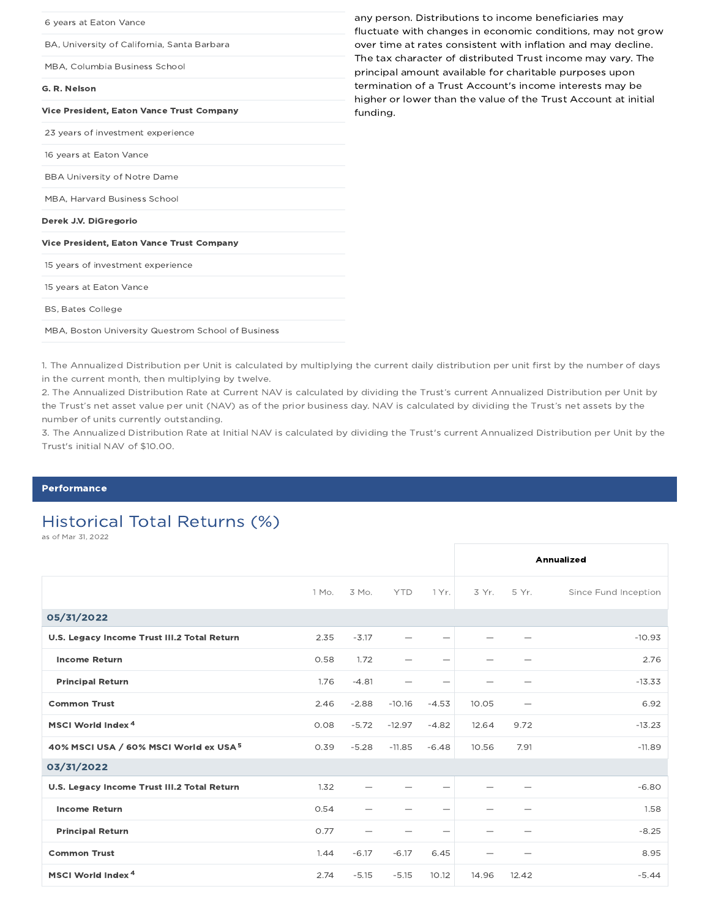| |
|---|
| 6 years at Eaton Vance |
| BA, University of California, Santa Barbara |
| MBA, Columbia Business School |
| **G. R. Nelson** |
| **Vice President, Eaton Vance Trust Company** |
| 23 years of investment experience |
| 16 years at Eaton Vance |
| BBA University of Notre Dame |
| MBA, Harvard Business School |
| **Derek J.V. DiGregorio** |
| **Vice President, Eaton Vance Trust Company** |
| 15 years of investment experience |
| 15 years at Eaton Vance |
| BS, Bates College |
| MBA, Boston University Questrom School of Business |

any person. Distributions to income beneficiaries may fluctuate with changes in economic conditions, may not grow over time at rates consistent with inflation and may decline. The tax character of distributed Trust income may vary. The principal amount available for charitable purposes upon termination of a Trust Account's income interests may be higher or lower than the value of the Trust Account at initial funding.

1. The Annualized Distribution per Unit is calculated by multiplying the current daily distribution per unit first by the number of days in the current month, then multiplying by twelve.
2. The Annualized Distribution Rate at Current NAV is calculated by dividing the Trust's current Annualized Distribution per Unit by the Trust's net asset value per unit (NAV) as of the prior business day. NAV is calculated by dividing the Trust's net assets by the number of units currently outstanding.
3. The Annualized Distribution Rate at Initial NAV is calculated by dividing the Trust's current Annualized Distribution per Unit by the Trust's initial NAV of $10.00.

## Performance

### Historical Total Returns (%)

as of Mar 31, 2022

| | | | | | Annualized | | |
|---|---|---|---|---|---|---|---|
| | 1 Mo. | 3 Mo. | YTD | 1 Yr. | 3 Yr. | 5 Yr. | Since Fund Inception |
| **05/31/2022** | | | | | | | |
| **U.S. Legacy Income Trust III.2 Total Return** | 2.35 | -3.17 | — | — | — | — | -10.93 |
| **Income Return** | 0.58 | 1.72 | — | — | — | — | 2.76 |
| **Principal Return** | 1.76 | -4.81 | — | — | — | — | -13.33 |
| **Common Trust** | 2.46 | -2.88 | -10.16 | -4.53 | 10.05 | — | 6.92 |
| **MSCI World Index** [4] | 0.08 | -5.72 | -12.97 | -4.82 | 12.64 | 9.72 | -13.23 |
| **40% MSCI USA / 60% MSCI World ex USA** [5] | 0.39 | -5.28 | -11.85 | -6.48 | 10.56 | 7.91 | -11.89 |
| **03/31/2022** | | | | | | | |
| **U.S. Legacy Income Trust III.2 Total Return** | 1.32 | — | — | — | — | — | -6.80 |
| **Income Return** | 0.54 | — | — | — | — | — | 1.58 |
| **Principal Return** | 0.77 | — | — | — | — | — | -8.25 |
| **Common Trust** | 1.44 | -6.17 | -6.17 | 6.45 | — | — | 8.95 |
| **MSCI World Index** [4] | 2.74 | -5.15 | -5.15 | 10.12 | 14.96 | 12.42 | -5.44 |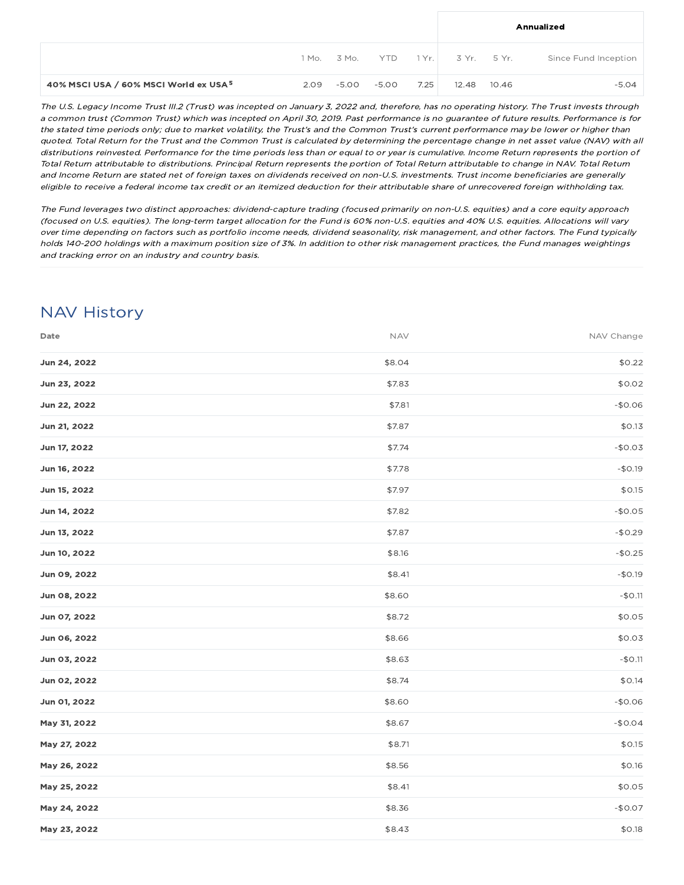| | 1 Mo. | 3 Mo. | YTD | 1 Yr. | Annualized | | |
|---|---|---|---|---|---|---|---|
| | | | | | 3 Yr. | 5 Yr. | Since Fund Inception |
| **40% MSCI USA / 60% MSCI World ex USA** [5] | 2.09 | -5.00 | -5.00 | 7.25 | 12.48 | 10.46 | -5.04 |

*The U.S. Legacy Income Trust III.2 (Trust) was incepted on January 3, 2022 and, therefore, has no operating history. The Trust invests through a common trust (Common Trust) which was incepted on April 30, 2019. Past performance is no guarantee of future results. Performance is for the stated time periods only; due to market volatility, the Trust's and the Common Trust's current performance may be lower or higher than quoted. Total Return for the Trust and the Common Trust is calculated by determining the percentage change in net asset value (NAV) with all distributions reinvested. Performance for the time periods less than or equal to or year is cumulative. Income Return represents the portion of Total Return attributable to distributions. Principal Return represents the portion of Total Return attributable to change in NAV. Total Return and Income Return are stated net of foreign taxes on dividends received on non-U.S. investments. Trust income beneficiaries are generally eligible to receive a federal income tax credit or an itemized deduction for their attributable share of unrecovered foreign withholding tax.*

*The Fund leverages two distinct approaches: dividend-capture trading (focused primarily on non-U.S. equities) and a core equity approach (focused on U.S. equities). The long-term target allocation for the Fund is 60% non-U.S. equities and 40% U.S. equities. Allocations will vary over time depending on factors such as portfolio income needs, dividend seasonality, risk management, and other factors. The Fund typically holds 140-200 holdings with a maximum position size of 3%. In addition to other risk management practices, the Fund manages weightings and tracking error on an industry and country basis.*

## NAV History

| Date | NAV | NAV Change |
|---|---|---|
| **Jun 24, 2022** | $8.04 | $0.22 |
| **Jun 23, 2022** | $7.83 | $0.02 |
| **Jun 22, 2022** | $7.81 | -$0.06 |
| **Jun 21, 2022** | $7.87 | $0.13 |
| **Jun 17, 2022** | $7.74 | -$0.03 |
| **Jun 16, 2022** | $7.78 | -$0.19 |
| **Jun 15, 2022** | $7.97 | $0.15 |
| **Jun 14, 2022** | $7.82 | -$0.05 |
| **Jun 13, 2022** | $7.87 | -$0.29 |
| **Jun 10, 2022** | $8.16 | -$0.25 |
| **Jun 09, 2022** | $8.41 | -$0.19 |
| **Jun 08, 2022** | $8.60 | -$0.11 |
| **Jun 07, 2022** | $8.72 | $0.05 |
| **Jun 06, 2022** | $8.66 | $0.03 |
| **Jun 03, 2022** | $8.63 | -$0.11 |
| **Jun 02, 2022** | $8.74 | $0.14 |
| **Jun 01, 2022** | $8.60 | -$0.06 |
| **May 31, 2022** | $8.67 | -$0.04 |
| **May 27, 2022** | $8.71 | $0.15 |
| **May 26, 2022** | $8.56 | $0.16 |
| **May 25, 2022** | $8.41 | $0.05 |
| **May 24, 2022** | $8.36 | -$0.07 |
| **May 23, 2022** | $8.43 | $0.18 |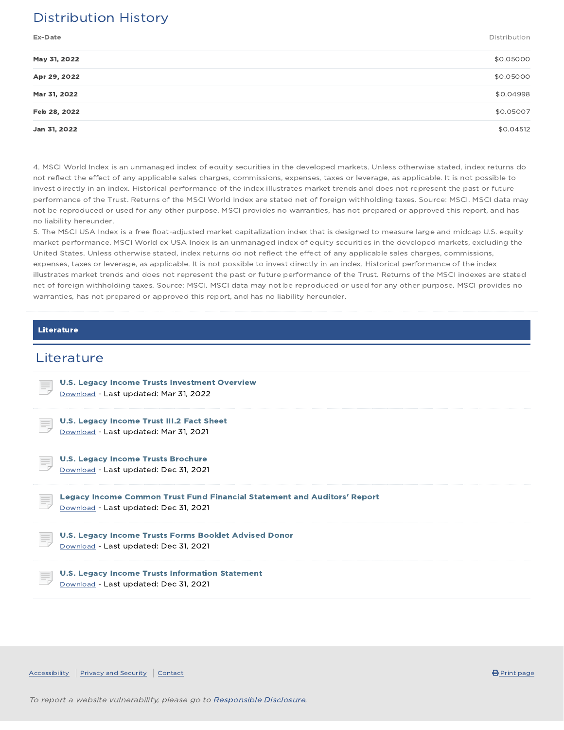## Distribution History

| Ex-Date | Distribution |
| --- | --- |
| **May 31, 2022** | $0.05000 |
| **Apr 29, 2022** | $0.05000 |
| **Mar 31, 2022** | $0.04998 |
| **Feb 28, 2022** | $0.05007 |
| **Jan 31, 2022** | $0.04512 |

4. MSCI World Index is an unmanaged index of equity securities in the developed markets. Unless otherwise stated, index returns do not reflect the effect of any applicable sales charges, commissions, expenses, taxes or leverage, as applicable. It is not possible to invest directly in an index. Historical performance of the index illustrates market trends and does not represent the past or future performance of the Trust. Returns of the MSCI World Index are stated net of foreign withholding taxes. Source: MSCI. MSCI data may not be reproduced or used for any other purpose. MSCI provides no warranties, has not prepared or approved this report, and has no liability hereunder.

5. The MSCI USA Index is a free float-adjusted market capitalization index that is designed to measure large and midcap U.S. equity market performance. MSCI World ex USA Index is an unmanaged index of equity securities in the developed markets, excluding the United States. Unless otherwise stated, index returns do not reflect the effect of any applicable sales charges, commissions, expenses, taxes or leverage, as applicable. It is not possible to invest directly in an index. Historical performance of the index illustrates market trends and does not represent the past or future performance of the Trust. Returns of the MSCI indexes are stated net of foreign withholding taxes. Source: MSCI. MSCI data may not be reproduced or used for any other purpose. MSCI provides no warranties, has not prepared or approved this report, and has no liability hereunder.

**Literature**

## Literature

**U.S. Legacy Income Trusts Investment Overview**
Download - Last updated: Mar 31, 2022

**U.S. Legacy Income Trust III.2 Fact Sheet**
Download - Last updated: Mar 31, 2021

**U.S. Legacy Income Trusts Brochure**
Download - Last updated: Dec 31, 2021

**Legacy Income Common Trust Fund Financial Statement and Auditors' Report**
Download - Last updated: Dec 31, 2021

**U.S. Legacy Income Trusts Forms Booklet Advised Donor**
Download - Last updated: Dec 31, 2021

**U.S. Legacy Income Trusts Information Statement**
Download - Last updated: Dec 31, 2021

Accessibility | Privacy and Security | Contact

Print page

*To report a website vulnerability, please go to Responsible Disclosure.*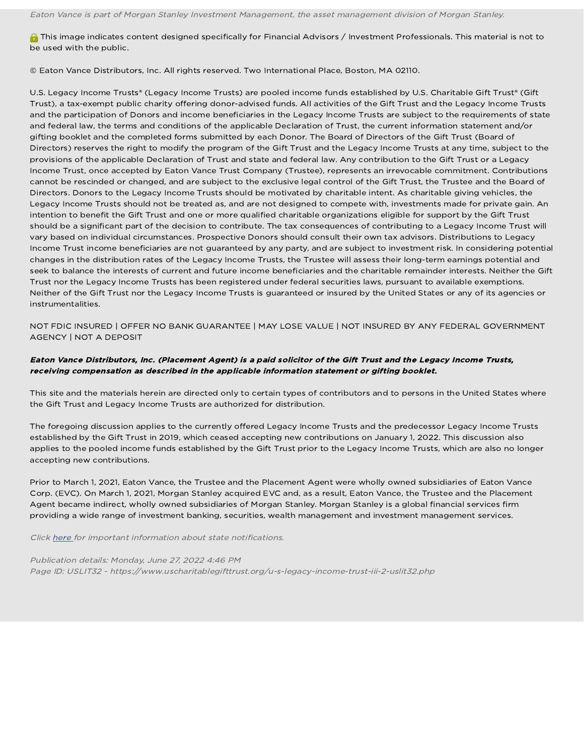*Eaton Vance is part of Morgan Stanley Investment Management, the asset management division of Morgan Stanley.*

This image indicates content designed specifically for Financial Advisors / Investment Professionals. This material is not to be used with the public.

© Eaton Vance Distributors, Inc. All rights reserved. Two International Place, Boston, MA 02110.

U.S. Legacy Income Trusts® (Legacy Income Trusts) are pooled income funds established by U.S. Charitable Gift Trust® (Gift Trust), a tax-exempt public charity offering donor-advised funds. All activities of the Gift Trust and the Legacy Income Trusts and the participation of Donors and income beneficiaries in the Legacy Income Trusts are subject to the requirements of state and federal law, the terms and conditions of the applicable Declaration of Trust, the current information statement and/or gifting booklet and the completed forms submitted by each Donor. The Board of Directors of the Gift Trust (Board of Directors) reserves the right to modify the program of the Gift Trust and the Legacy Income Trusts at any time, subject to the provisions of the applicable Declaration of Trust and state and federal law. Any contribution to the Gift Trust or a Legacy Income Trust, once accepted by Eaton Vance Trust Company (Trustee), represents an irrevocable commitment. Contributions cannot be rescinded or changed, and are subject to the exclusive legal control of the Gift Trust, the Trustee and the Board of Directors. Donors to the Legacy Income Trusts should be motivated by charitable intent. As charitable giving vehicles, the Legacy Income Trusts should not be treated as, and are not designed to compete with, investments made for private gain. An intention to benefit the Gift Trust and one or more qualified charitable organizations eligible for support by the Gift Trust should be a significant part of the decision to contribute. The tax consequences of contributing to a Legacy Income Trust will vary based on individual circumstances. Prospective Donors should consult their own tax advisors. Distributions to Legacy Income Trust income beneficiaries are not guaranteed by any party, and are subject to investment risk. In considering potential changes in the distribution rates of the Legacy Income Trusts, the Trustee will assess their long-term earnings potential and seek to balance the interests of current and future income beneficiaries and the charitable remainder interests. Neither the Gift Trust nor the Legacy Income Trusts has been registered under federal securities laws, pursuant to available exemptions. Neither of the Gift Trust nor the Legacy Income Trusts is guaranteed or insured by the United States or any of its agencies or instrumentalities.

NOT FDIC INSURED | OFFER NO BANK GUARANTEE | MAY LOSE VALUE | NOT INSURED BY ANY FEDERAL GOVERNMENT AGENCY | NOT A DEPOSIT

***Eaton Vance Distributors, Inc. (Placement Agent) is a paid solicitor of the Gift Trust and the Legacy Income Trusts, receiving compensation as described in the applicable information statement or gifting booklet.***

This site and the materials herein are directed only to certain types of contributors and to persons in the United States where the Gift Trust and Legacy Income Trusts are authorized for distribution.

The foregoing discussion applies to the currently offered Legacy Income Trusts and the predecessor Legacy Income Trusts established by the Gift Trust in 2019, which ceased accepting new contributions on January 1, 2022. This discussion also applies to the pooled income funds established by the Gift Trust prior to the Legacy Income Trusts, which are also no longer accepting new contributions.

Prior to March 1, 2021, Eaton Vance, the Trustee and the Placement Agent were wholly owned subsidiaries of Eaton Vance Corp. (EVC). On March 1, 2021, Morgan Stanley acquired EVC and, as a result, Eaton Vance, the Trustee and the Placement Agent became indirect, wholly owned subsidiaries of Morgan Stanley. Morgan Stanley is a global financial services firm providing a wide range of investment banking, securities, wealth management and investment management services.

*Click [here](#) for important information about state notifications.*

*Publication details: Monday, June 27, 2022 4:46 PM*
*Page ID: USLIT32 - https://www.uscharitablegifttrust.org/u-s-legacy-income-trust-iii-2-uslit32.php*